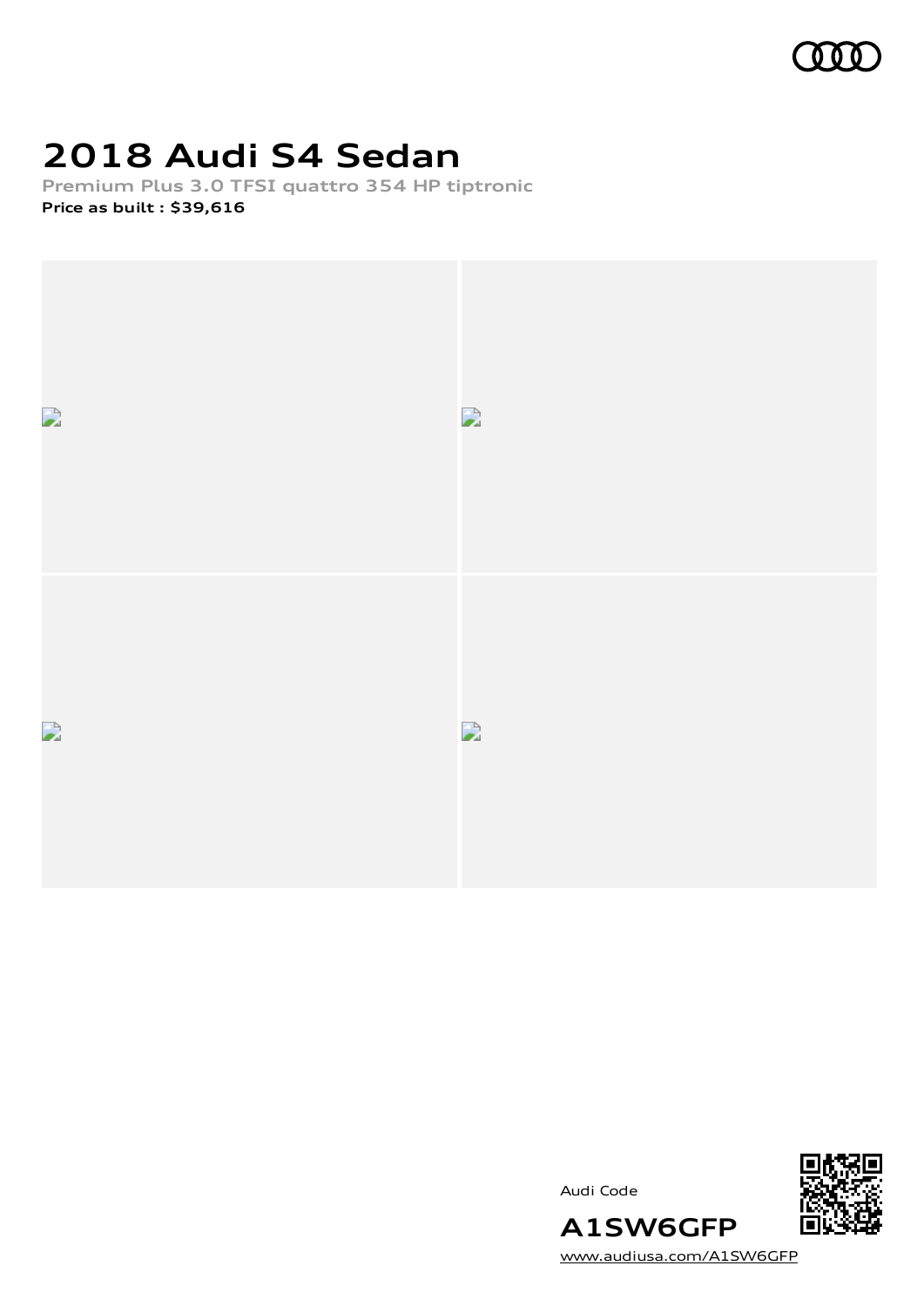# 2018 Audi S4 Sedan

**Premium Plus 3.0 TFSI quattro 354 HP tiptronic**

**Price as built : $39,616**

Audi Code

**A1SW6GFP**

www.audiusa.com/A1SW6GFP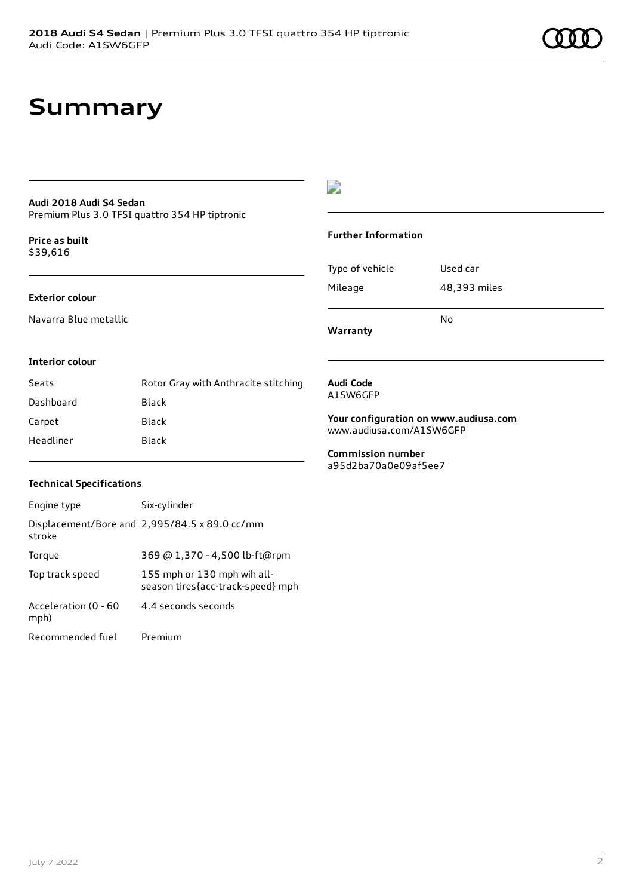# Summary

**Audi 2018 Audi S4 Sedan**
Premium Plus 3.0 TFSI quattro 354 HP tiptronic

**Price as built**
$39,616

### Exterior colour

Navarra Blue metallic

### Interior colour

| Seats | Rotor Gray with Anthracite stitching |
|---|---|
| Dashboard | Black |
| Carpet | Black |
| Headliner | Black |

### Technical Specifications

| Engine type | Six-cylinder |
|---|---|
| Displacement/Bore and stroke | 2,995/84.5 x 89.0 cc/mm |
| Torque | 369 @ 1,370 - 4,500 lb-ft@rpm |
| Top track speed | 155 mph or 130 mph wih all-season tires{acc-track-speed} mph |
| Acceleration (0 - 60 mph) | 4.4 seconds seconds |
| Recommended fuel | Premium |

### Further Information

| Type of vehicle | Used car |
|---|---|
| Mileage | 48,393 miles |
| **Warranty** | No |

**Audi Code**
A1SW6GFP

**Your configuration on www.audiusa.com**
www.audiusa.com/A1SW6GFP

**Commission number**
a95d2ba70a0e09af5ee7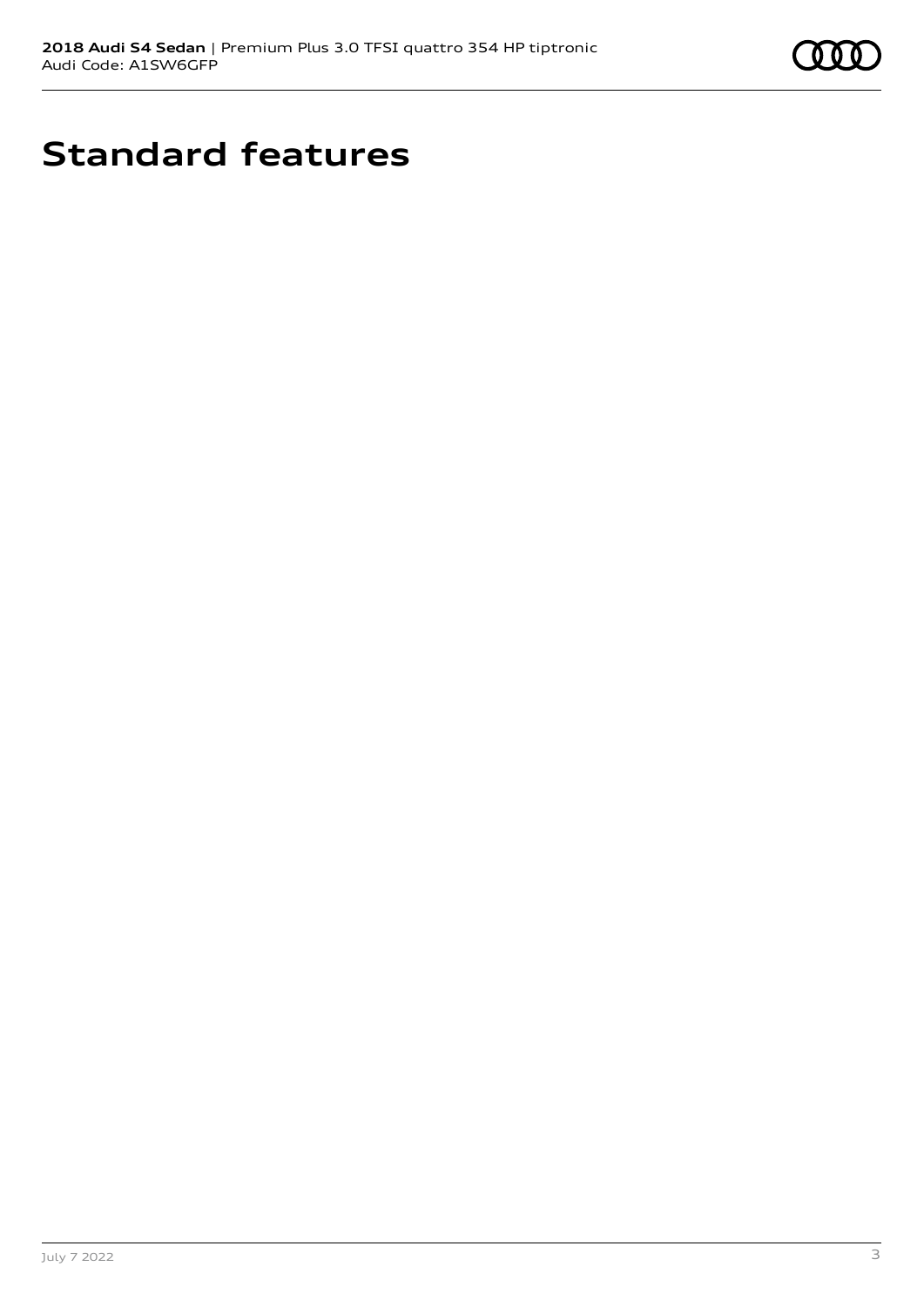# Standard features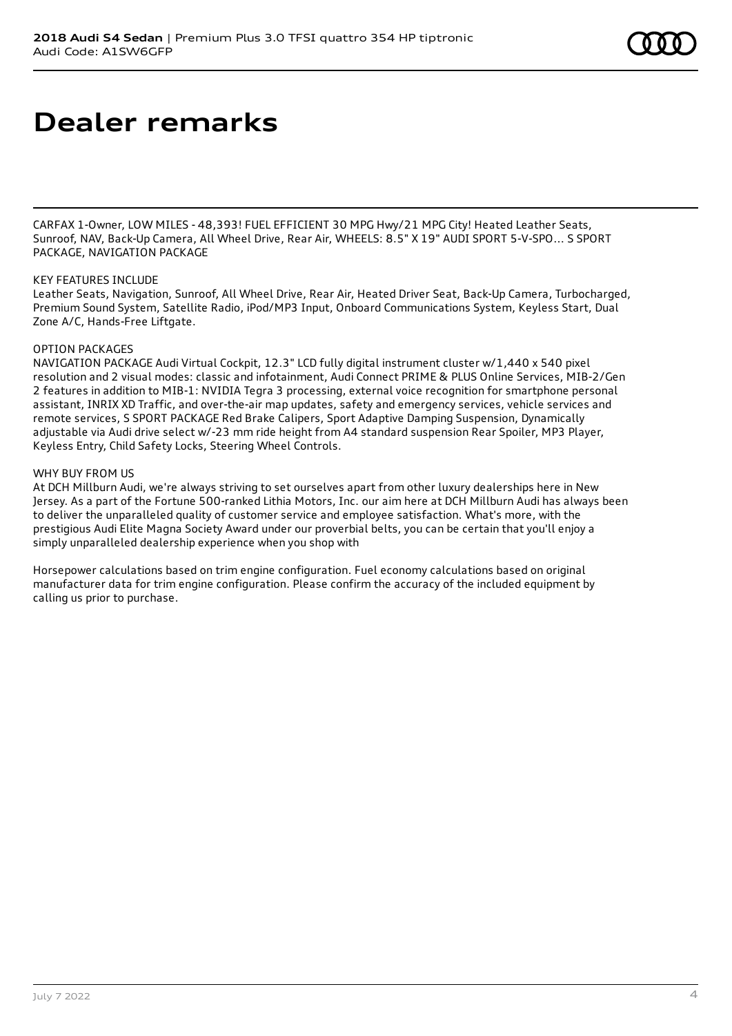# Dealer remarks

CARFAX 1-Owner, LOW MILES - 48,393! FUEL EFFICIENT 30 MPG Hwy/21 MPG City! Heated Leather Seats, Sunroof, NAV, Back-Up Camera, All Wheel Drive, Rear Air, WHEELS: 8.5" X 19" AUDI SPORT 5-V-SPO... S SPORT PACKAGE, NAVIGATION PACKAGE

KEY FEATURES INCLUDE
Leather Seats, Navigation, Sunroof, All Wheel Drive, Rear Air, Heated Driver Seat, Back-Up Camera, Turbocharged, Premium Sound System, Satellite Radio, iPod/MP3 Input, Onboard Communications System, Keyless Start, Dual Zone A/C, Hands-Free Liftgate.

OPTION PACKAGES
NAVIGATION PACKAGE Audi Virtual Cockpit, 12.3" LCD fully digital instrument cluster w/1,440 x 540 pixel resolution and 2 visual modes: classic and infotainment, Audi Connect PRIME & PLUS Online Services, MIB-2/Gen 2 features in addition to MIB-1: NVIDIA Tegra 3 processing, external voice recognition for smartphone personal assistant, INRIX XD Traffic, and over-the-air map updates, safety and emergency services, vehicle services and remote services, S SPORT PACKAGE Red Brake Calipers, Sport Adaptive Damping Suspension, Dynamically adjustable via Audi drive select w/-23 mm ride height from A4 standard suspension Rear Spoiler, MP3 Player, Keyless Entry, Child Safety Locks, Steering Wheel Controls.

WHY BUY FROM US
At DCH Millburn Audi, we're always striving to set ourselves apart from other luxury dealerships here in New Jersey. As a part of the Fortune 500-ranked Lithia Motors, Inc. our aim here at DCH Millburn Audi has always been to deliver the unparalleled quality of customer service and employee satisfaction. What's more, with the prestigious Audi Elite Magna Society Award under our proverbial belts, you can be certain that you'll enjoy a simply unparalleled dealership experience when you shop with

Horsepower calculations based on trim engine configuration. Fuel economy calculations based on original manufacturer data for trim engine configuration. Please confirm the accuracy of the included equipment by calling us prior to purchase.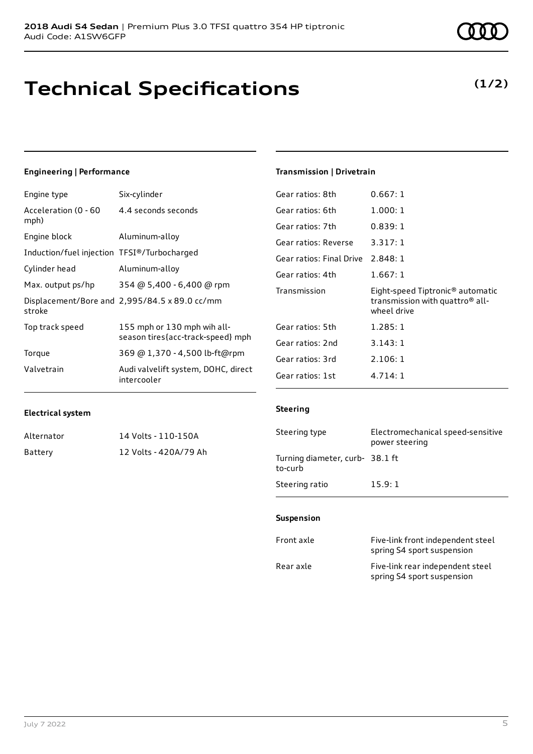# Technical Specifications

**(1/2)**

### Engineering | Performance

| | |
|---|---|
| Engine type | Six-cylinder |
| Acceleration (0 - 60 mph) | 4.4 seconds seconds |
| Engine block | Aluminum-alloy |
| Induction/fuel injection | TFSI®/Turbocharged |
| Cylinder head | Aluminum-alloy |
| Max. output ps/hp | 354 @ 5,400 - 6,400 @ rpm |
| Displacement/Bore and stroke | 2,995/84.5 x 89.0 cc/mm |
| Top track speed | 155 mph or 130 mph wih all-season tires{acc-track-speed} mph |
| Torque | 369 @ 1,370 - 4,500 lb-ft@rpm |
| Valvetrain | Audi valvelift system, DOHC, direct intercooler |

### Electrical system

| | |
|---|---|
| Alternator | 14 Volts - 110-150A |
| Battery | 12 Volts - 420A/79 Ah |

### Transmission | Drivetrain

| | |
|---|---|
| Gear ratios: 8th | 0.667: 1 |
| Gear ratios: 6th | 1.000: 1 |
| Gear ratios: 7th | 0.839: 1 |
| Gear ratios: Reverse | 3.317: 1 |
| Gear ratios: Final Drive | 2.848: 1 |
| Gear ratios: 4th | 1.667: 1 |
| Transmission | Eight-speed Tiptronic® automatic transmission with quattro® all-wheel drive |
| Gear ratios: 5th | 1.285: 1 |
| Gear ratios: 2nd | 3.143: 1 |
| Gear ratios: 3rd | 2.106: 1 |
| Gear ratios: 1st | 4.714: 1 |

### Steering

| | |
|---|---|
| Steering type | Electromechanical speed-sensitive power steering |
| Turning diameter, curb-to-curb | 38.1 ft |
| Steering ratio | 15.9: 1 |

### Suspension

| | |
|---|---|
| Front axle | Five-link front independent steel spring S4 sport suspension |
| Rear axle | Five-link rear independent steel spring S4 sport suspension |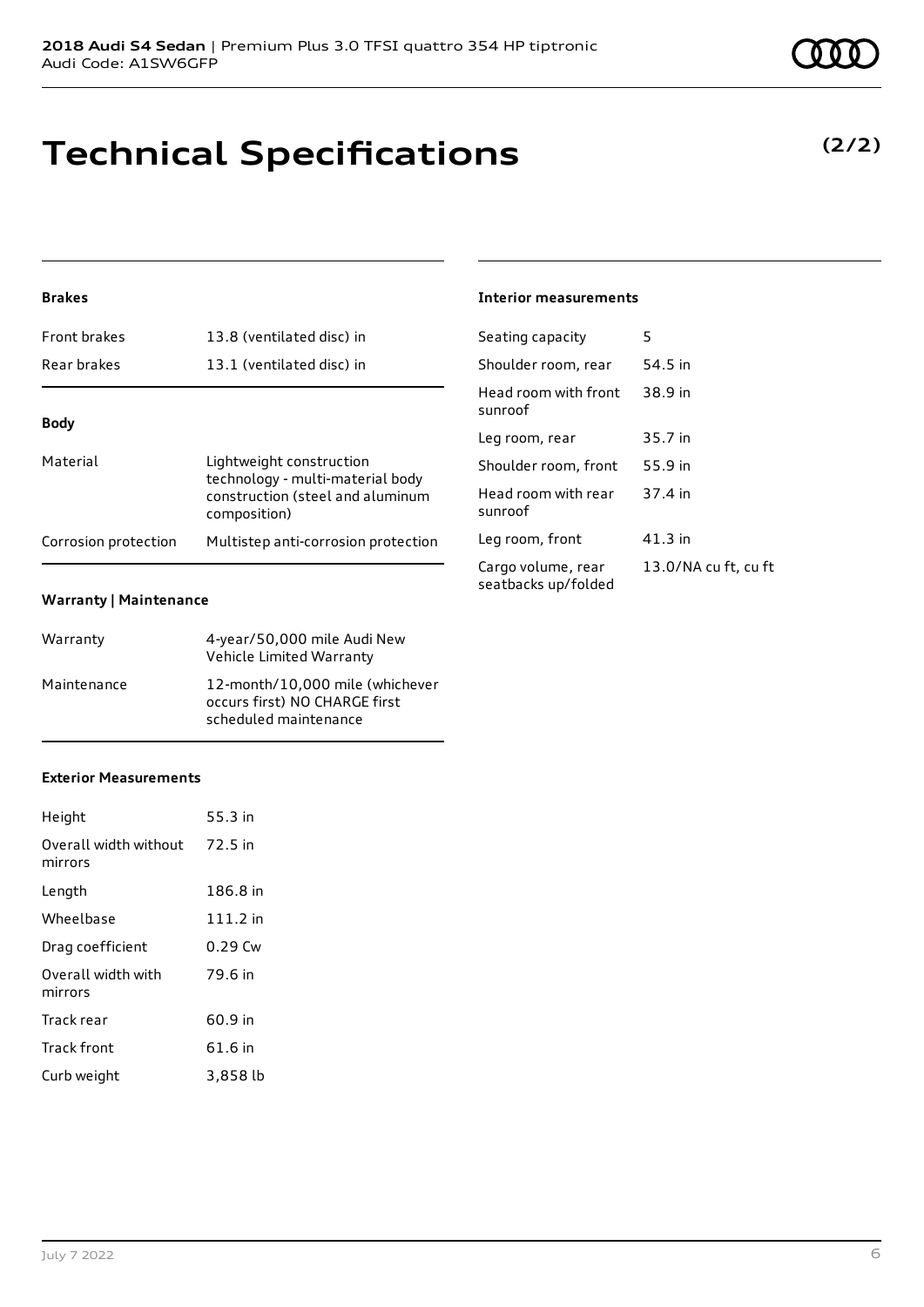# Technical Specifications

**(2/2)**

### Brakes

| | |
|---|---|
| Front brakes | 13.8 (ventilated disc) in |
| Rear brakes | 13.1 (ventilated disc) in |

### Body

| | |
|---|---|
| Material | Lightweight construction technology - multi-material body construction (steel and aluminum composition) |
| Corrosion protection | Multistep anti-corrosion protection |

### Warranty | Maintenance

| | |
|---|---|
| Warranty | 4-year/50,000 mile Audi New Vehicle Limited Warranty |
| Maintenance | 12-month/10,000 mile (whichever occurs first) NO CHARGE first scheduled maintenance |

### Exterior Measurements

| | |
|---|---|
| Height | 55.3 in |
| Overall width without mirrors | 72.5 in |
| Length | 186.8 in |
| Wheelbase | 111.2 in |
| Drag coefficient | 0.29 Cw |
| Overall width with mirrors | 79.6 in |
| Track rear | 60.9 in |
| Track front | 61.6 in |
| Curb weight | 3,858 lb |

### Interior measurements

| | |
|---|---|
| Seating capacity | 5 |
| Shoulder room, rear | 54.5 in |
| Head room with front sunroof | 38.9 in |
| Leg room, rear | 35.7 in |
| Shoulder room, front | 55.9 in |
| Head room with rear sunroof | 37.4 in |
| Leg room, front | 41.3 in |
| Cargo volume, rear seatbacks up/folded | 13.0/NA cu ft, cu ft |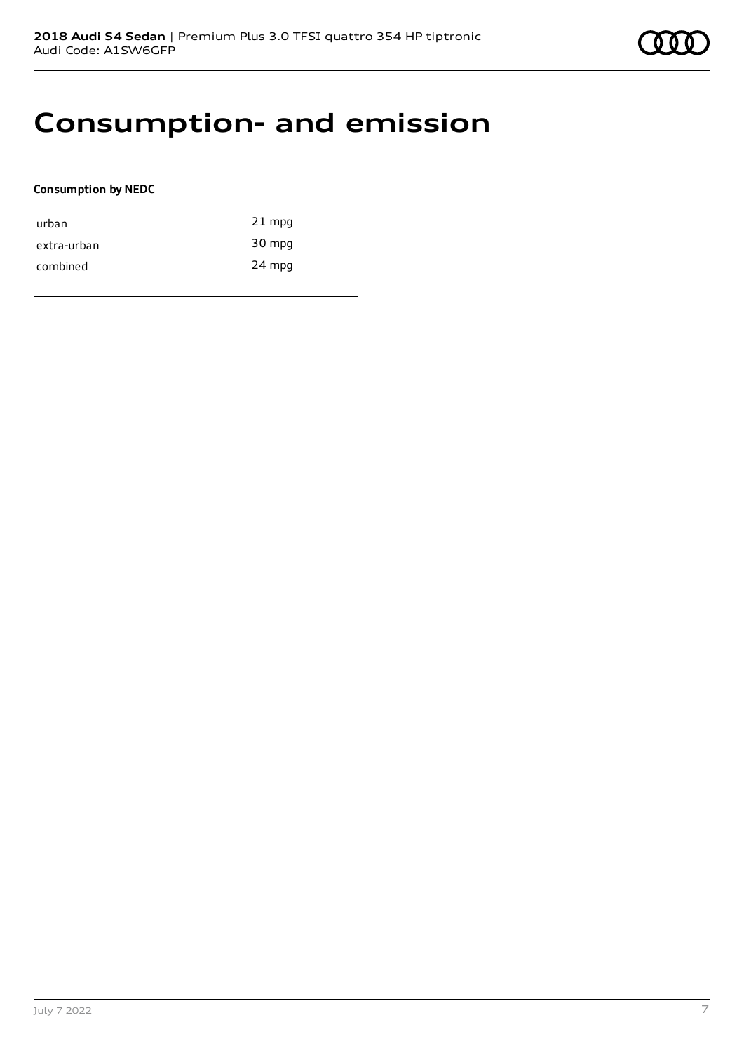# Consumption- and emission

**Consumption by NEDC**

| | |
|---|---|
| urban | 21 mpg |
| extra-urban | 30 mpg |
| combined | 24 mpg |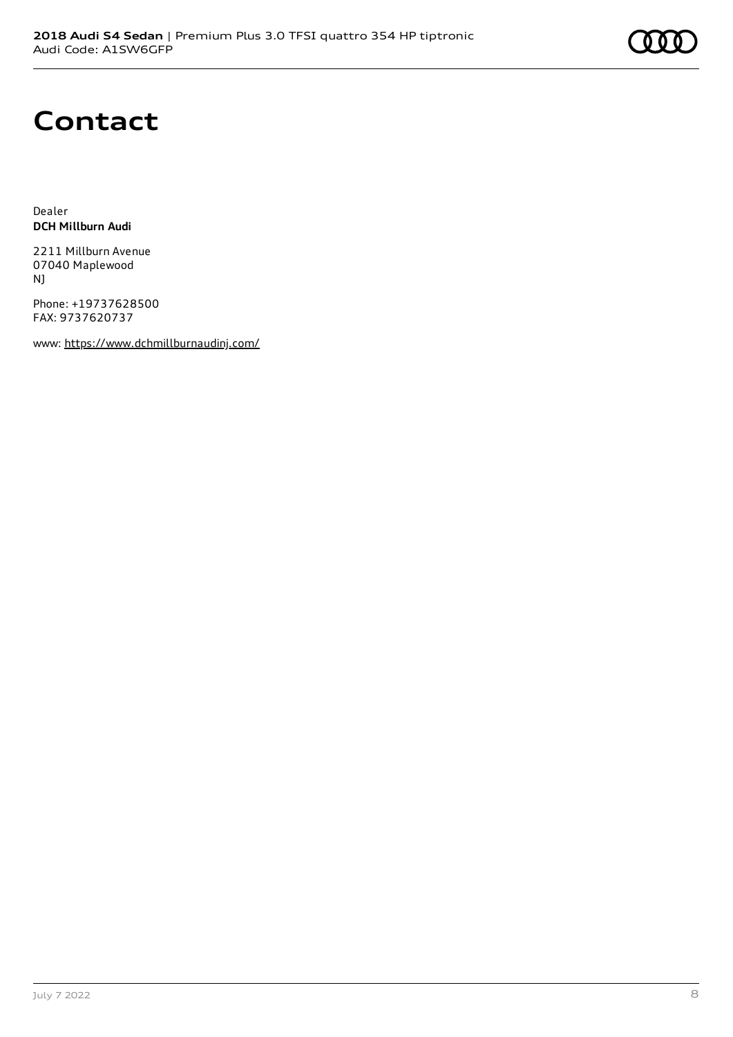# Contact

Dealer
**DCH Millburn Audi**

2211 Millburn Avenue
07040 Maplewood
NJ

Phone: +19737628500
FAX: 9737620737

www: https://www.dchmillburnaudinj.com/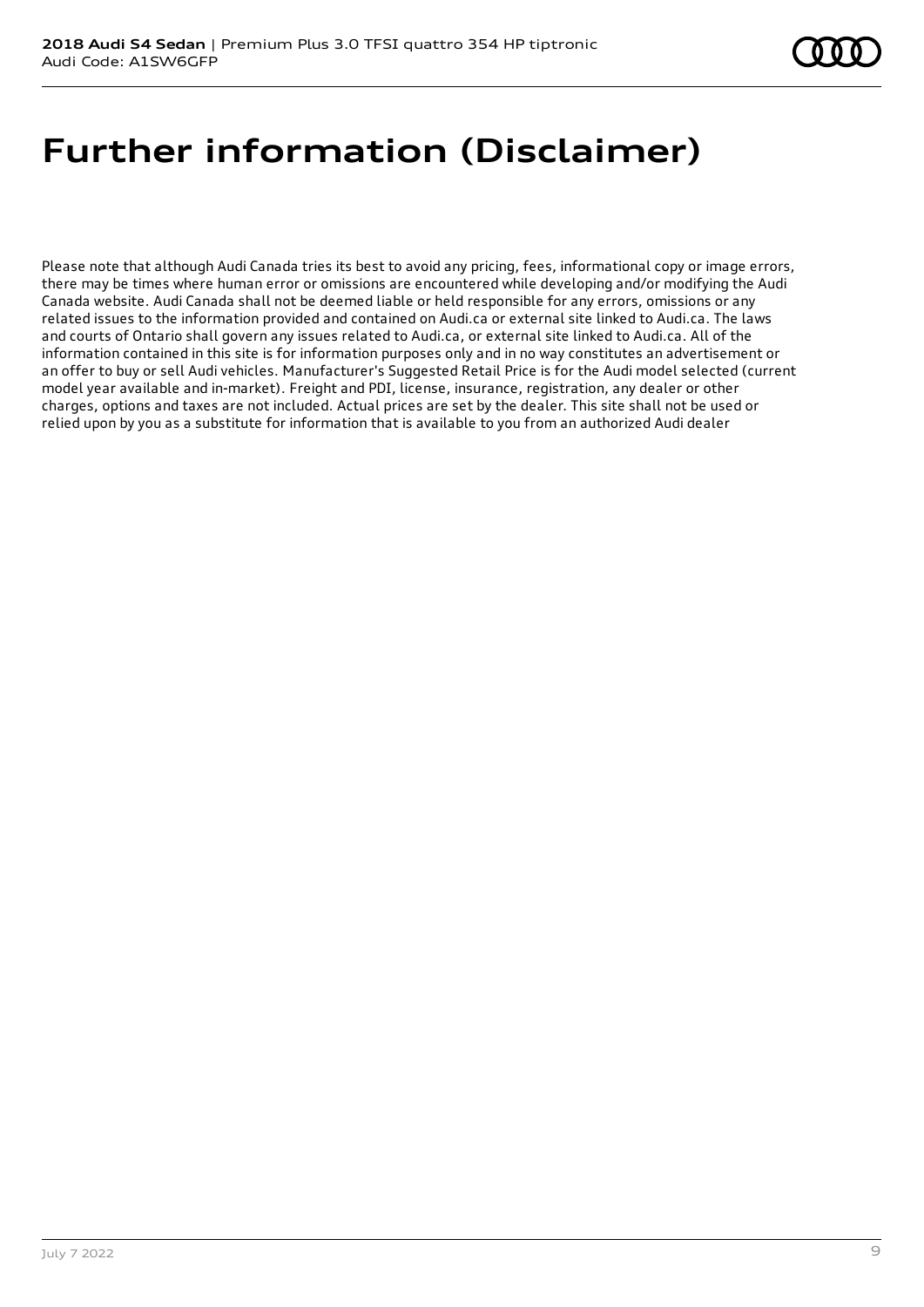# Further information (Disclaimer)

Please note that although Audi Canada tries its best to avoid any pricing, fees, informational copy or image errors, there may be times where human error or omissions are encountered while developing and/or modifying the Audi Canada website. Audi Canada shall not be deemed liable or held responsible for any errors, omissions or any related issues to the information provided and contained on Audi.ca or external site linked to Audi.ca. The laws and courts of Ontario shall govern any issues related to Audi.ca, or external site linked to Audi.ca. All of the information contained in this site is for information purposes only and in no way constitutes an advertisement or an offer to buy or sell Audi vehicles. Manufacturer's Suggested Retail Price is for the Audi model selected (current model year available and in-market). Freight and PDI, license, insurance, registration, any dealer or other charges, options and taxes are not included. Actual prices are set by the dealer. This site shall not be used or relied upon by you as a substitute for information that is available to you from an authorized Audi dealer